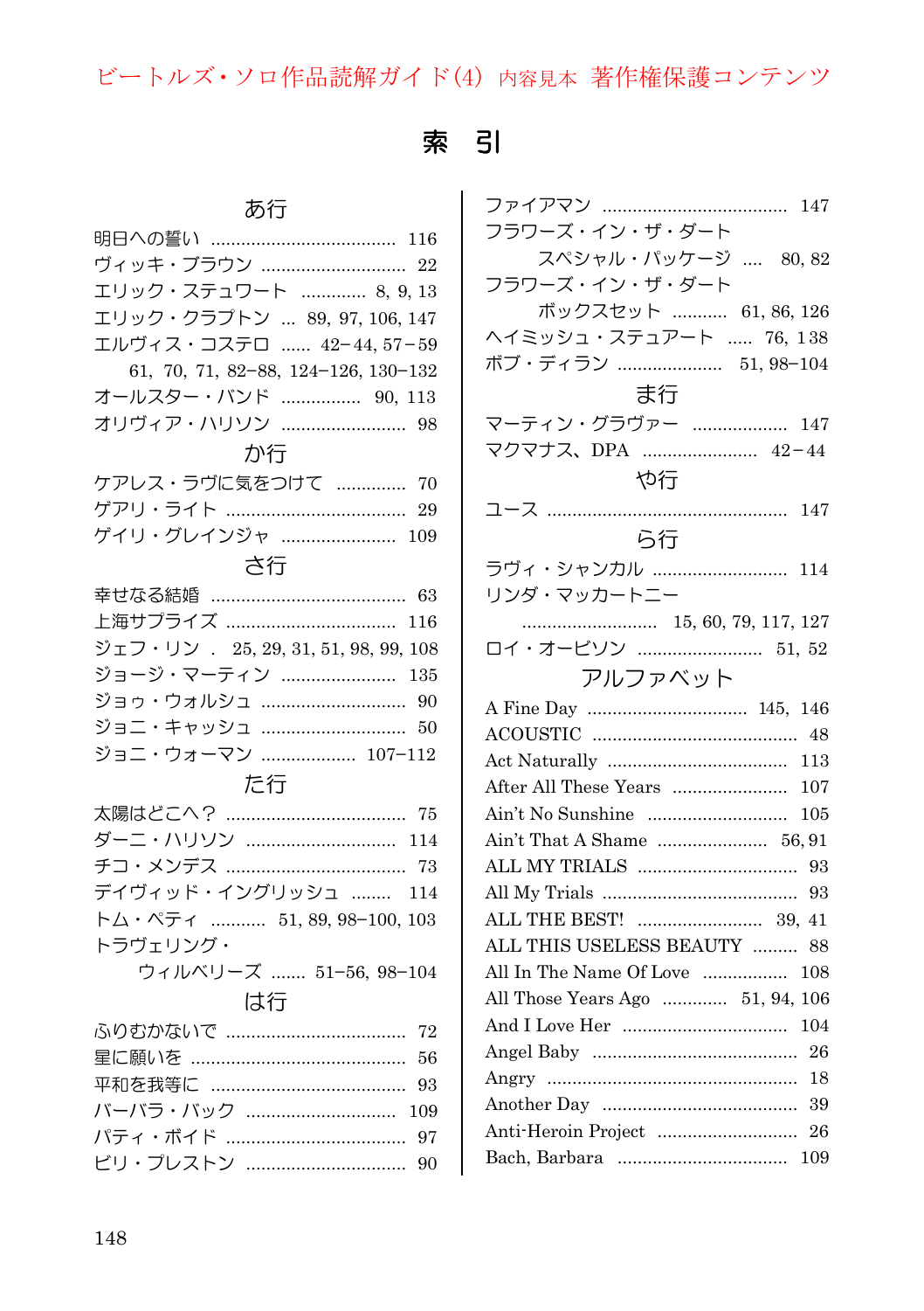# 索　引

## あ行

明日への誓い ..................................... 116
ヴィッキ・ブラウン ............................. 22
エリック・ステュワート ............. 8, 9, 13
エリック・クラプトン ... 89, 97, 106, 147
エルヴィス・コステロ ...... 42−44, 57−59
61, 70, 71, 82−88, 124−126, 130−132
オールスター・バンド ................ 90, 113
オリヴィア・ハリソン ......................... 98

## か行

ケアレス・ラヴに気をつけて .............. 70
ゲアリ・ライト .................................... 29
ゲイリ・グレインジャ ....................... 109

## さ行

幸せなる結婚 ....................................... 63
上海サプライズ ................................. 116
ジェフ・リン . 25, 29, 31, 51, 98, 99, 108
ジョージ・マーティン ....................... 135
ジョゥ・ウォルシュ ............................ 90
ジョニ・キャッシュ ............................ 50
ジョニ・ウォーマン .................. 107−112

## た行

太陽はどこへ？ .................................... 75
ダーニ・ハリソン .............................. 114
チコ・メンデス .................................... 73
デイヴィッド・イングリッシュ ........ 114
トム・ペティ ........... 51, 89, 98−100, 103
トラヴェリング・
ウィルベリーズ ....... 51−56, 98−104

## は行

ふりむかないで .................................... 72
星に願いを ........................................... 56
平和を我等に ....................................... 93
バーバラ・バック .............................. 109
パティ・ボイド .................................... 97
ビリ・プレストン ................................ 90
ファイアマン .................................... 147
フラワーズ・イン・ザ・ダート
スペシャル・パッケージ .... 80, 82
フラワーズ・イン・ザ・ダート
ボックスセット ........... 61, 86, 126
ヘイミッシュ・ステュアート ..... 76, 138
ボブ・ディラン ..................... 51, 98−104

## ま行

マーティン・グラヴァー .................. 147
マクマナス、DPA ....................... 42−44

## や行

ユース ................................................ 147

## ら行

ラヴィ・シャンカル ........................... 114
リンダ・マッカートニー
........................... 15, 60, 79, 117, 127
ロイ・オービソン ........................ 51, 52

## アルファベット

A Fine Day ............................... 145, 146
ACOUSTIC .......................................... 48
Act Naturally .................................... 113
After All These Years ....................... 107
Ain't No Sunshine ............................ 105
Ain't That A Shame ...................... 56, 91
ALL MY TRIALS ............................... 93
All My Trials ....................................... 93
ALL THE BEST! ........................... 39, 41
ALL THIS USELESS BEAUTY ......... 88
All In The Name Of Love ................. 108
All Those Years Ago ............. 51, 94, 106
And I Love Her ................................. 104
Angel Baby ......................................... 26
Angry .................................................. 18
Another Day ....................................... 39
Anti-Heroin Project ............................ 26
Bach, Barbara .................................. 109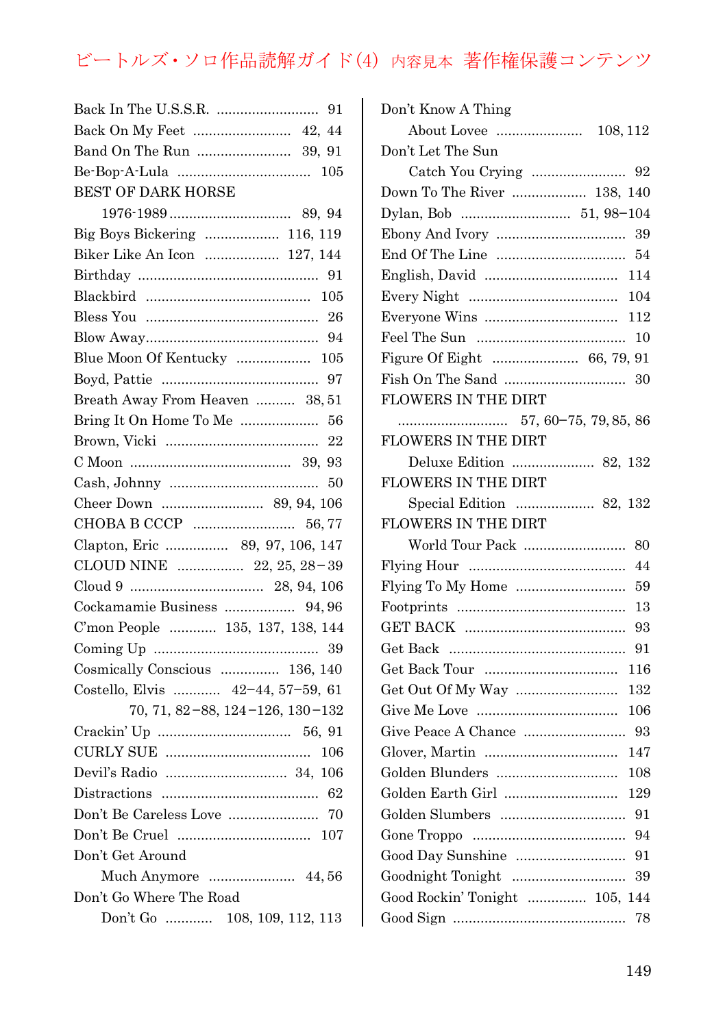Back In The U.S.S.R. .......................... 91
Back On My Feet ......................... 42, 44
Band On The Run ........................ 39, 91
Be-Bop-A-Lula .................................. 105
BEST OF DARK HORSE
 1976-1989 ............................... 89, 94
Big Boys Bickering .................. 116, 119
Biker Like An Icon .................. 127, 144
Birthday ............................................. 91
Blackbird .......................................... 105
Bless You ........................................... 26
Blow Away........................................... 94
Blue Moon Of Kentucky .................. 105
Boyd, Pattie ....................................... 97
Breath Away From Heaven .......... 38, 51
Bring It On Home To Me .................... 56
Brown, Vicki ...................................... 22
C Moon ......................................... 39, 93
Cash, Johnny ..................................... 50
Cheer Down .......................... 89, 94, 106
CHOBA B CCCP .......................... 56, 77
Clapton, Eric ................ 89, 97, 106, 147
CLOUD NINE ................. 22, 25, 28−39
Cloud 9 .................................. 28, 94, 106
Cockamamie Business .................. 94, 96
C'mon People ............ 135, 137, 138, 144
Coming Up ......................................... 39
Cosmically Conscious ............... 136, 140
Costello, Elvis ............ 42−44, 57−59, 61
 70, 71, 82−88, 124−126, 130−132
Crackin' Up ................................. 56, 91
CURLY SUE .................................... 106
Devil's Radio ............................... 34, 106
Distractions ........................................ 62
Don't Be Careless Love ...................... 70
Don't Be Cruel .................................. 107
Don't Get Around
 Much Anymore ...................... 44, 56
Don't Go Where The Road
 Don't Go ............ 108, 109, 112, 113
Don't Know A Thing
 About Lovee ...................... 108, 112
Don't Let The Sun
 Catch You Crying ........................ 92
Down To The River ................... 138, 140
Dylan, Bob ............................ 51, 98−104
Ebony And Ivory ................................. 39
End Of The Line ................................. 54
English, David .................................. 114
Every Night ....................................... 104
Everyone Wins .................................. 112
Feel The Sun ...................................... 10
Figure Of Eight ...................... 66, 79, 91
Fish On The Sand .............................. 30
FLOWERS IN THE DIRT
 ............................ 57, 60−75, 79, 85, 86
FLOWERS IN THE DIRT
 Deluxe Edition ..................... 82, 132
FLOWERS IN THE DIRT
 Special Edition .................... 82, 132
FLOWERS IN THE DIRT
 World Tour Pack ......................... 80
Flying Hour ........................................ 44
Flying To My Home ............................ 59
Footprints ........................................... 13
GET BACK .......................................... 93
Get Back ............................................. 91
Get Back Tour .................................. 116
Get Out Of My Way .......................... 132
Give Me Love .................................... 106
Give Peace A Chance .......................... 93
Glover, Martin .................................. 147
Golden Blunders ............................... 108
Golden Earth Girl ............................. 129
Golden Slumbers ................................ 91
Gone Troppo ....................................... 94
Good Day Sunshine ............................ 91
Goodnight Tonight ............................. 39
Good Rockin' Tonight ............... 105, 144
Good Sign ........................................... 78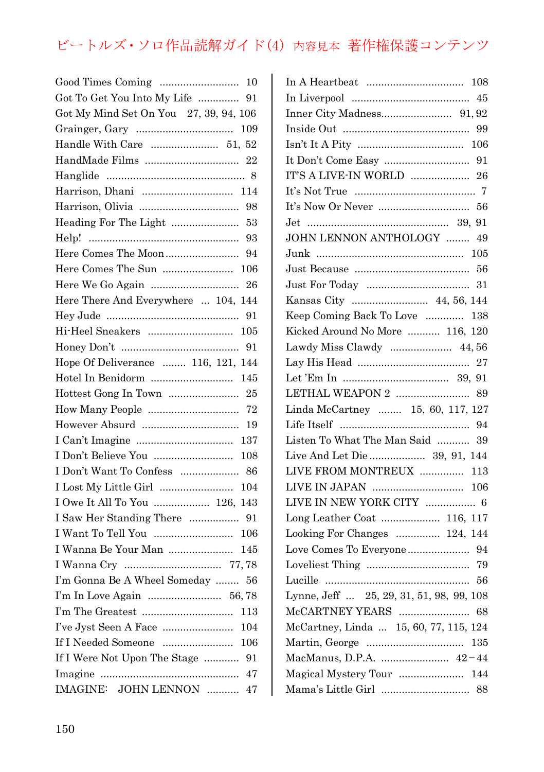Good Times Coming .......................... 10
Got To Get You Into My Life .............. 91
Got My Mind Set On You 27, 39, 94, 106
Grainger, Gary ................................ 109
Handle With Care ...................... 51, 52
HandMade Films ................................ 22
Hanglide ................................................ 8
Harrison, Dhani .............................. 114
Harrison, Olivia ................................ 98
Heading For The Light ...................... 53
Help! ................................................... 93
Here Comes The Moon ........................ 94
Here Comes The Sun ........................ 106
Here We Go Again ............................ 26
Here There And Everywhere ... 104, 144
Hey Jude ............................................ 91
Hi-Heel Sneakers ............................ 105
Honey Don't ....................................... 91
Hope Of Deliverance ........ 116, 121, 144
Hotel In Benidorm ............................ 145
Hottest Gong In Town ........................ 25
How Many People .............................. 72
However Absurd ................................ 19
I Can't Imagine ................................ 137
I Don't Believe You .......................... 108
I Don't Want To Confess .................... 86
I Lost My Little Girl .......................... 104
I Owe It All To You .................. 126, 143
I Saw Her Standing There ................ 91
I Want To Tell You .......................... 106
I Wanna Be Your Man ...................... 145
I Wanna Cry ................................ 77, 78
I'm Gonna Be A Wheel Someday ........ 56
I'm In Love Again ........................ 56, 78
I'm The Greatest .............................. 113
I've Jyst Seen A Face ........................ 104
If I Needed Someone ........................ 106
If I Were Not Upon The Stage ............ 91
Imagine .............................................. 47
IMAGINE: JOHN LENNON ........... 47

In A Heartbeat ................................ 108
In Liverpool ........................................ 45
Inner City Madness ...................... 91, 92
Inside Out .......................................... 99
Isn't It A Pity .................................... 106
It Don't Come Easy ............................ 91
IT'S A LIVE-IN WORLD .................... 26
It's Not True .......................................... 7
It's Now Or Never .............................. 56
Jet ................................................ 39, 91
JOHN LENNON ANTHOLOGY ........ 49
Junk ................................................. 105
Just Because ...................................... 56
Just For Today .................................. 31
Kansas City ......................... 44, 56, 144
Keep Coming Back To Love ............. 138
Kicked Around No More ........... 116, 120
Lawdy Miss Clawdy .................... 44, 56
Lay His Head ...................................... 27
Let 'Em In .................................... 39, 91
LETHAL WEAPON 2 ........................ 89
Linda McCartney ........ 15, 60, 117, 127
Life Itself ............................................ 94
Listen To What The Man Said ........... 39
Live And Let Die .................. 39, 91, 144
LIVE FROM MONTREUX ............... 113
LIVE IN JAPAN .............................. 106
LIVE IN NEW YORK CITY ................. 6
Long Leather Coat .................... 116, 117
Looking For Changes ............... 124, 144
Love Comes To Everyone .................... 94
Loveliest Thing .................................. 79
Lucille ................................................ 56
Lynne, Jeff ... 25, 29, 31, 51, 98, 99, 108
McCARTNEY YEARS ........................ 68
McCartney, Linda ... 15, 60, 77, 115, 124
Martin, George ................................ 135
MacManus, D.P.A. ....................... 42−44
Magical Mystery Tour ...................... 144
Mama's Little Girl ............................ 88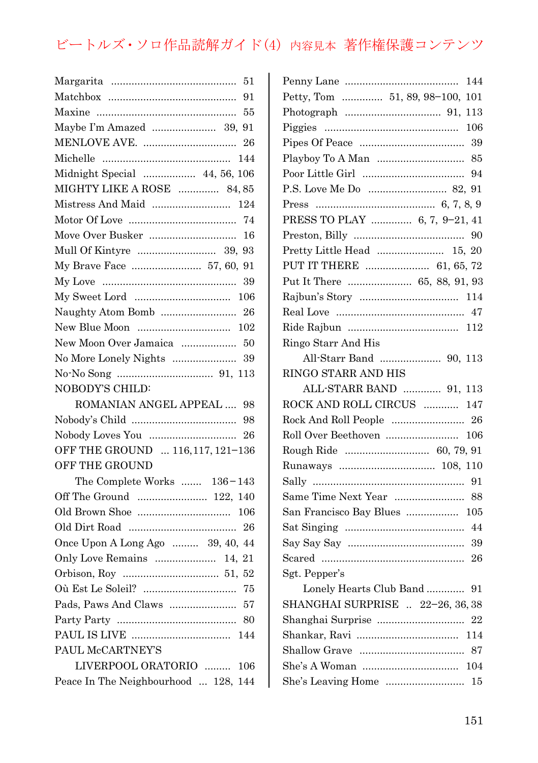Margarita .......................................... 51
Matchbox ............................................ 91
Maxine ................................................ 55
Maybe I'm Amazed ..................... 39, 91
MENLOVE AVE. ............................... 26
Michelle ............................................ 144
Midnight Special ................. 44, 56, 106
MIGHTY LIKE A ROSE ............. 84, 85
Mistress And Maid .......................... 124
Motor Of Love .................................... 74
Move Over Busker ............................ 16
Mull Of Kintyre .......................... 39, 93
My Brave Face ....................... 57, 60, 91
My Love .............................................. 39
My Sweet Lord ................................ 106
Naughty Atom Bomb ......................... 26
New Blue Moon ............................... 102
New Moon Over Jamaica .................. 50
No More Lonely Nights ..................... 39
No-No Song ................................ 91, 113
NOBODY'S CHILD:
  ROMANIAN ANGEL APPEAL .... 98
Nobody's Child ................................... 98
Nobody Loves You ............................. 26
OFF THE GROUND ... 116,117, 121–136
OFF THE GROUND
  The Complete Works ....... 136－143
Off The Ground ....................... 122, 140
Old Brown Shoe ............................... 106
Old Dirt Road .................................... 26
Once Upon A Long Ago ......... 39, 40, 44
Only Love Remains .................... 14, 21
Orbison, Roy ................................ 51, 52
Où Est Le Soleil? ............................... 75
Pads, Paws And Claws ...................... 57
Party Party ........................................ 80
PAUL IS LIVE ................................. 144
PAUL McCARTNEY'S
  LIVERPOOL ORATORIO ......... 106
Peace In The Neighbourhood ... 128, 144
Penny Lane ...................................... 144
Petty, Tom ............. 51, 89, 98–100, 101
Photograph ................................ 91, 113
Piggies ............................................. 106
Pipes Of Peace ................................... 39
Playboy To A Man ............................. 85
Poor Little Girl .................................. 94
P.S. Love Me Do .......................... 82, 91
Press ........................................ 6, 7, 8, 9
PRESS TO PLAY ............. 6, 7, 9–21, 41
Preston, Billy ..................................... 90
Pretty Little Head ...................... 15, 20
PUT IT THERE ..................... 61, 65, 72
Put It There ..................... 65, 88, 91, 93
Rajbun's Story ................................. 114
Real Love ........................................... 47
Ride Rajbun ..................................... 112
Ringo Starr And His
  All-Starr Band .................... 90, 113
RINGO STARR AND HIS
  ALL-STARR BAND ............. 91, 113
ROCK AND ROLL CIRCUS ............ 147
Rock And Roll People ........................ 26
Roll Over Beethoven ........................ 106
Rough Ride ............................ 60, 79, 91
Runaways ................................ 108, 110
Sally ................................................... 91
Same Time Next Year ....................... 88
San Francisco Bay Blues ................. 105
Sat Singing ........................................ 44
Say Say Say ....................................... 39
Scared ................................................ 26
Sgt. Pepper's
  Lonely Hearts Club Band ............. 91
SHANGHAI SURPRISE .. 22–26, 36, 38
Shanghai Surprise ............................. 22
Shankar, Ravi .................................. 114
Shallow Grave ................................... 87
She's A Woman ................................ 104
She's Leaving Home .......................... 15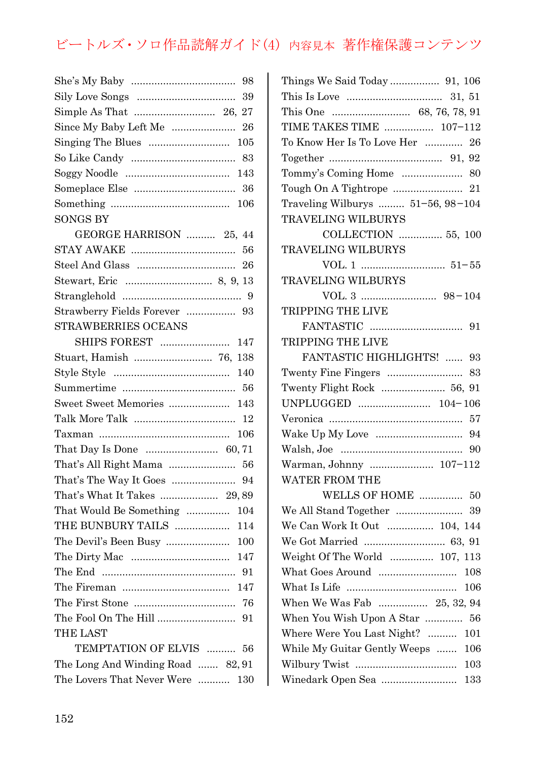She's My Baby .................................... 98
Sily Love Songs .................................. 39
Simple As That ............................ 26, 27
Since My Baby Left Me ...................... 26
Singing The Blues ............................ 105
So Like Candy .................................... 83
Soggy Noodle .................................... 143
Someplace Else ................................... 36
Something ......................................... 106
SONGS BY
GEORGE HARRISON .......... 25, 44
STAY AWAKE .................................... 56
Steel And Glass .................................. 26
Stewart, Eric ............................. 8, 9, 13
Stranglehold ......................................... 9
Strawberry Fields Forever ................. 93
STRAWBERRIES OCEANS
SHIPS FOREST ........................ 147
Stuart, Hamish ........................... 76, 138
Style Style ........................................ 140
Summertime ....................................... 56
Sweet Sweet Memories ..................... 143
Talk More Talk ................................... 12
Taxman ............................................. 106
That Day Is Done ......................... 60, 71
That's All Right Mama ....................... 56
That's The Way It Goes ...................... 94
That's What It Takes .................... 29, 89
That Would Be Something ............... 104
THE BUNBURY TAILS .................. 114
The Devil's Been Busy ...................... 100
The Dirty Mac .................................. 147
The End .............................................. 91
The Fireman ..................................... 147
The First Stone ................................... 76
The Fool On The Hill ........................... 91
THE LAST
TEMPTATION OF ELVIS .......... 56
The Long And Winding Road ....... 82, 91
The Lovers That Never Were ........... 130
Things We Said Today ................. 91, 106
This Is Love ................................ 31, 51
This One ........................... 68, 76, 78, 91
TIME TAKES TIME ................. 107–112
To Know Her Is To Love Her ............. 26
Together ..................................... 91, 92
Tommy's Coming Home ..................... 80
Tough On A Tightrope ........................ 21
Traveling Wilburys ......... 51–56, 98–104
TRAVELING WILBURYS
COLLECTION ............... 55, 100
TRAVELING WILBURYS
VOL. 1 ............................. 51–55
TRAVELING WILBURYS
VOL. 3 .......................... 98–104
TRIPPING THE LIVE
FANTASTIC ................................ 91
TRIPPING THE LIVE
FANTASTIC HIGHLIGHTS! ...... 93
Twenty Fine Fingers .......................... 83
Twenty Flight Rock ...................... 56, 91
UNPLUGGED ......................... 104–106
Veronica .............................................. 57
Wake Up My Love .............................. 94
Walsh, Joe .......................................... 90
Warman, Johnny ...................... 107–112
WATER FROM THE
WELLS OF HOME ............... 50
We All Stand Together ....................... 39
We Can Work It Out ................ 104, 144
We Got Married ........................... 63, 91
Weight Of The World ............... 107, 113
What Goes Around ........................... 108
What Is Life ...................................... 106
When We Was Fab ................. 25, 32, 94
When You Wish Upon A Star ............. 56
Where Were You Last Night? .......... 101
While My Guitar Gently Weeps ....... 106
Wilbury Twist ................................... 103
Winedark Open Sea .......................... 133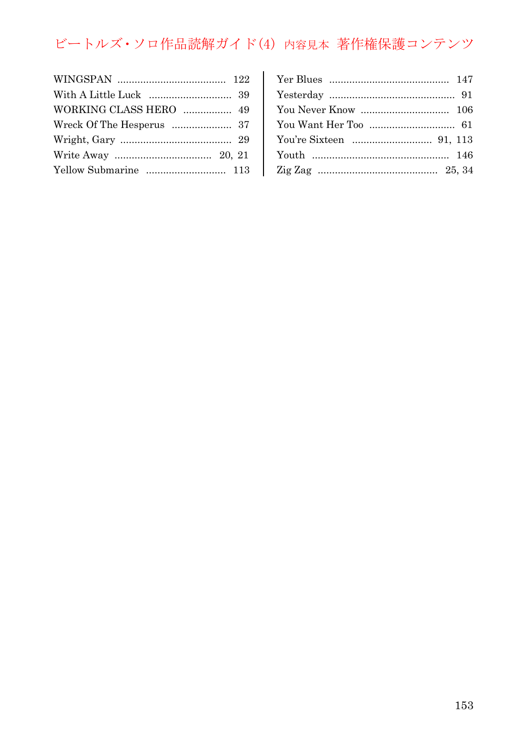WINGSPAN ...................................... 122
With A Little Luck ............................. 39
WORKING CLASS HERO ................. 49
Wreck Of The Hesperus ..................... 37
Wright, Gary ....................................... 29
Write Away .................................. 20, 21
Yellow Submarine ............................ 113
Yer Blues .......................................... 147
Yesterday ............................................ 91
You Never Know ............................... 106
You Want Her Too .............................. 61
You're Sixteen ............................ 91, 113
Youth ................................................ 146
Zig Zag .......................................... 25, 34